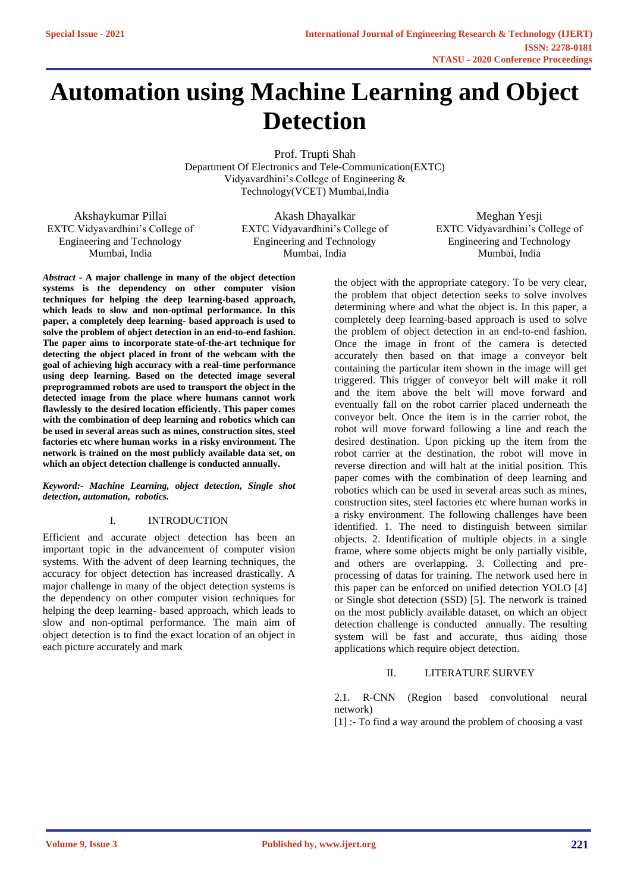# Automation using Machine Learning and Object Detection

Prof. Trupti Shah
Department Of Electronics and Tele-Communication(EXTC)
Vidyavardhini's College of Engineering & Technology(VCET) Mumbai,India

Akshaykumar Pillai
EXTC Vidyavardhini's College of Engineering and Technology
Mumbai, India

Akash Dhayalkar
EXTC Vidyavardhini's College of Engineering and Technology
Mumbai, India

Meghan Yesji
EXTC Vidyavardhini's College of Engineering and Technology
Mumbai, India

***Abstract* - A major challenge in many of the object detection systems is the dependency on other computer vision techniques for helping the deep learning-based approach, which leads to slow and non-optimal performance. In this paper, a completely deep learning- based approach is used to solve the problem of object detection in an end-to-end fashion. The paper aims to incorporate state-of-the-art technique for detecting the object placed in front of the webcam with the goal of achieving high accuracy with a real-time performance using deep learning. Based on the detected image several preprogrammed robots are used to transport the object in the detected image from the place where humans cannot work flawlessly to the desired location efficiently. This paper comes with the combination of deep learning and robotics which can be used in several areas such as mines, construction sites, steel factories etc where human works in a risky environment. The network is trained on the most publicly available data set, on which an object detection challenge is conducted annually.**

***Keyword:- Machine Learning, object detection, Single shot detection, automation, robotics.***

## I. INTRODUCTION

Efficient and accurate object detection has been an important topic in the advancement of computer vision systems. With the advent of deep learning techniques, the accuracy for object detection has increased drastically. A major challenge in many of the object detection systems is the dependency on other computer vision techniques for helping the deep learning- based approach, which leads to slow and non-optimal performance. The main aim of object detection is to find the exact location of an object in each picture accurately and mark the object with the appropriate category. To be very clear, the problem that object detection seeks to solve involves determining where and what the object is. In this paper, a completely deep learning-based approach is used to solve the problem of object detection in an end-to-end fashion. Once the image in front of the camera is detected accurately then based on that image a conveyor belt containing the particular item shown in the image will get triggered. This trigger of conveyor belt will make it roll and the item above the belt will move forward and eventually fall on the robot carrier placed underneath the conveyor belt. Once the item is in the carrier robot, the robot will move forward following a line and reach the desired destination. Upon picking up the item from the robot carrier at the destination, the robot will move in reverse direction and will halt at the initial position. This paper comes with the combination of deep learning and robotics which can be used in several areas such as mines, construction sites, steel factories etc where human works in a risky environment. The following challenges have been identified. 1. The need to distinguish between similar objects. 2. Identification of multiple objects in a single frame, where some objects might be only partially visible, and others are overlapping. 3. Collecting and pre-processing of datas for training. The network used here in this paper can be enforced on unified detection YOLO [4] or Single shot detection (SSD) [5]. The network is trained on the most publicly available dataset, on which an object detection challenge is conducted annually. The resulting system will be fast and accurate, thus aiding those applications which require object detection.

## II. LITERATURE SURVEY

2.1. R-CNN (Region based convolutional neural network)

[1] :- To find a way around the problem of choosing a vast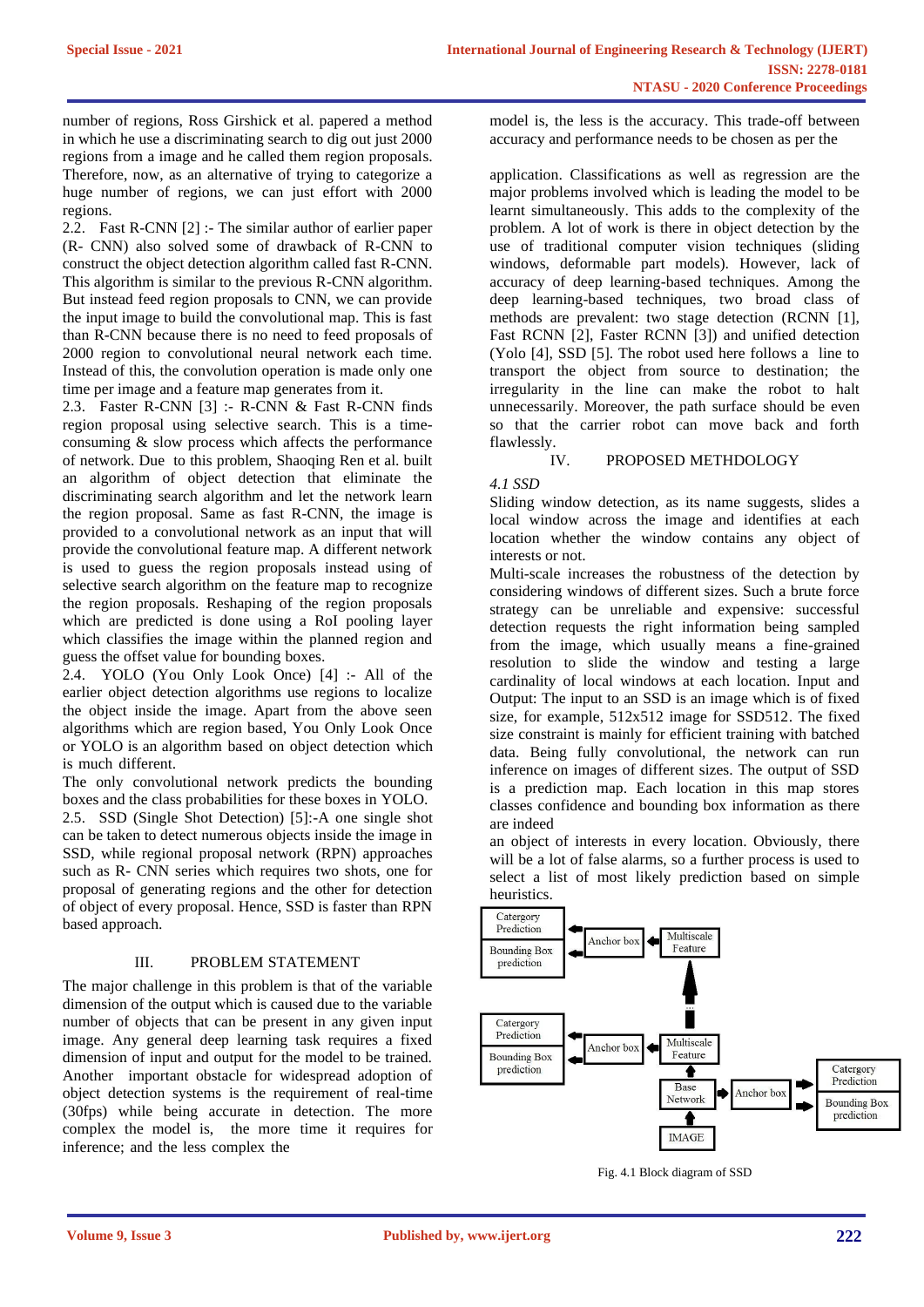number of regions, Ross Girshick et al. papered a method in which he use a discriminating search to dig out just 2000 regions from a image and he called them region proposals. Therefore, now, as an alternative of trying to categorize a huge number of regions, we can just effort with 2000 regions.

2.2. Fast R-CNN [2] :- The similar author of earlier paper (R- CNN) also solved some of drawback of R-CNN to construct the object detection algorithm called fast R-CNN. This algorithm is similar to the previous R-CNN algorithm. But instead feed region proposals to CNN, we can provide the input image to build the convolutional map. This is fast than R-CNN because there is no need to feed proposals of 2000 region to convolutional neural network each time. Instead of this, the convolution operation is made only one time per image and a feature map generates from it.

2.3. Faster R-CNN [3] :- R-CNN & Fast R-CNN finds region proposal using selective search. This is a time-consuming & slow process which affects the performance of network. Due to this problem, Shaoqing Ren et al. built an algorithm of object detection that eliminate the discriminating search algorithm and let the network learn the region proposal. Same as fast R-CNN, the image is provided to a convolutional network as an input that will provide the convolutional feature map. A different network is used to guess the region proposals instead using of selective search algorithm on the feature map to recognize the region proposals. Reshaping of the region proposals which are predicted is done using a RoI pooling layer which classifies the image within the planned region and guess the offset value for bounding boxes.

2.4. YOLO (You Only Look Once) [4] :- All of the earlier object detection algorithms use regions to localize the object inside the image. Apart from the above seen algorithms which are region based, You Only Look Once or YOLO is an algorithm based on object detection which is much different.

The only convolutional network predicts the bounding boxes and the class probabilities for these boxes in YOLO.

2.5. SSD (Single Shot Detection) [5]:-A one single shot can be taken to detect numerous objects inside the image in SSD, while regional proposal network (RPN) approaches such as R- CNN series which requires two shots, one for proposal of generating regions and the other for detection of object of every proposal. Hence, SSD is faster than RPN based approach.

## III. PROBLEM STATEMENT

The major challenge in this problem is that of the variable dimension of the output which is caused due to the variable number of objects that can be present in any given input image. Any general deep learning task requires a fixed dimension of input and output for the model to be trained. Another important obstacle for widespread adoption of object detection systems is the requirement of real-time (30fps) while being accurate in detection. The more complex the model is, the more time it requires for inference; and the less complex the model is, the less is the accuracy. This trade-off between accuracy and performance needs to be chosen as per the application. Classifications as well as regression are the major problems involved which is leading the model to be learnt simultaneously. This adds to the complexity of the problem. A lot of work is there in object detection by the use of traditional computer vision techniques (sliding windows, deformable part models). However, lack of accuracy of deep learning-based techniques. Among the deep learning-based techniques, two broad class of methods are prevalent: two stage detection (RCNN [1], Fast RCNN [2], Faster RCNN [3]) and unified detection (Yolo [4], SSD [5]. The robot used here follows a line to transport the object from source to destination; the irregularity in the line can make the robot to halt unnecessarily. Moreover, the path surface should be even so that the carrier robot can move back and forth flawlessly.

## IV. PROPOSED METHDOLOGY

### *4.1 SSD*

Sliding window detection, as its name suggests, slides a local window across the image and identifies at each location whether the window contains any object of interests or not.

Multi-scale increases the robustness of the detection by considering windows of different sizes. Such a brute force strategy can be unreliable and expensive: successful detection requests the right information being sampled from the image, which usually means a fine-grained resolution to slide the window and testing a large cardinality of local windows at each location. Input and Output: The input to an SSD is an image which is of fixed size, for example, 512x512 image for SSD512. The fixed size constraint is mainly for efficient training with batched data. Being fully convolutional, the network can run inference on images of different sizes. The output of SSD is a prediction map. Each location in this map stores classes confidence and bounding box information as there are indeed an object of interests in every location. Obviously, there will be a lot of false alarms, so a further process is used to select a list of most likely prediction based on simple heuristics.

Catergory Prediction

Bounding Box prediction

Anchor box

Multiscale Feature

Catergory Prediction

Bounding Box prediction

Anchor box

Multiscale Feature

Base Network

Anchor box

Catergory Prediction

Bounding Box prediction

IMAGE

Fig. 4.1 Block diagram of SSD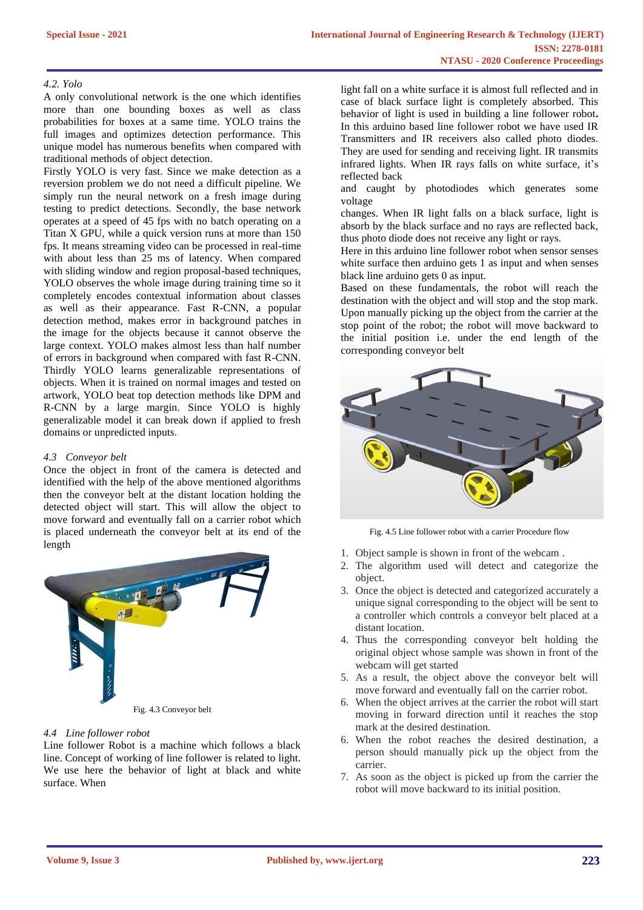*4.2. Yolo*

A only convolutional network is the one which identifies more than one bounding boxes as well as class probabilities for boxes at a same time. YOLO trains the full images and optimizes detection performance. This unique model has numerous benefits when compared with traditional methods of object detection.

Firstly YOLO is very fast. Since we make detection as a reversion problem we do not need a difficult pipeline. We simply run the neural network on a fresh image during testing to predict detections. Secondly, the base network operates at a speed of 45 fps with no batch operating on a Titan X GPU, while a quick version runs at more than 150 fps. It means streaming video can be processed in real-time with about less than 25 ms of latency. When compared with sliding window and region proposal-based techniques, YOLO observes the whole image during training time so it completely encodes contextual information about classes as well as their appearance. Fast R-CNN, a popular detection method, makes error in background patches in the image for the objects because it cannot observe the large context. YOLO makes almost less than half number of errors in background when compared with fast R-CNN. Thirdly YOLO learns generalizable representations of objects. When it is trained on normal images and tested on artwork, YOLO beat top detection methods like DPM and R-CNN by a large margin. Since YOLO is highly generalizable model it can break down if applied to fresh domains or unpredicted inputs.

*4.3 Conveyor belt*

Once the object in front of the camera is detected and identified with the help of the above mentioned algorithms then the conveyor belt at the distant location holding the detected object will start. This will allow the object to move forward and eventually fall on a carrier robot which is placed underneath the conveyor belt at its end of the length

Fig. 4.3 Conveyor belt

*4.4 Line follower robot*

Line follower Robot is a machine which follows a black line. Concept of working of line follower is related to light. We use here the behavior of light at black and white surface. When light fall on a white surface it is almost full reflected and in case of black surface light is completely absorbed. This behavior of light is used in building a line follower robot**.** In this arduino based line follower robot we have used IR Transmitters and IR receivers also called photo diodes. They are used for sending and receiving light. IR transmits infrared lights. When IR rays falls on white surface, it's reflected back

and caught by photodiodes which generates some voltage

changes. When IR light falls on a black surface, light is absorb by the black surface and no rays are reflected back, thus photo diode does not receive any light or rays.

Here in this arduino line follower robot when sensor senses white surface then arduino gets 1 as input and when senses black line arduino gets 0 as input.

Based on these fundamentals, the robot will reach the destination with the object and will stop and the stop mark. Upon manually picking up the object from the carrier at the stop point of the robot; the robot will move backward to the initial position i.e. under the end length of the corresponding conveyor belt

Fig. 4.5 Line follower robot with a carrier Procedure flow

1. Object sample is shown in front of the webcam .
2. The algorithm used will detect and categorize the object.
3. Once the object is detected and categorized accurately a unique signal corresponding to the object will be sent to a controller which controls a conveyor belt placed at a distant location.
4. Thus the corresponding conveyor belt holding the original object whose sample was shown in front of the webcam will get started
5. As a result, the object above the conveyor belt will move forward and eventually fall on the carrier robot.
6. When the object arrives at the carrier the robot will start moving in forward direction until it reaches the stop mark at the desired destination.
6. When the robot reaches the desired destination, a person should manually pick up the object from the carrier.
7. As soon as the object is picked up from the carrier the robot will move backward to its initial position.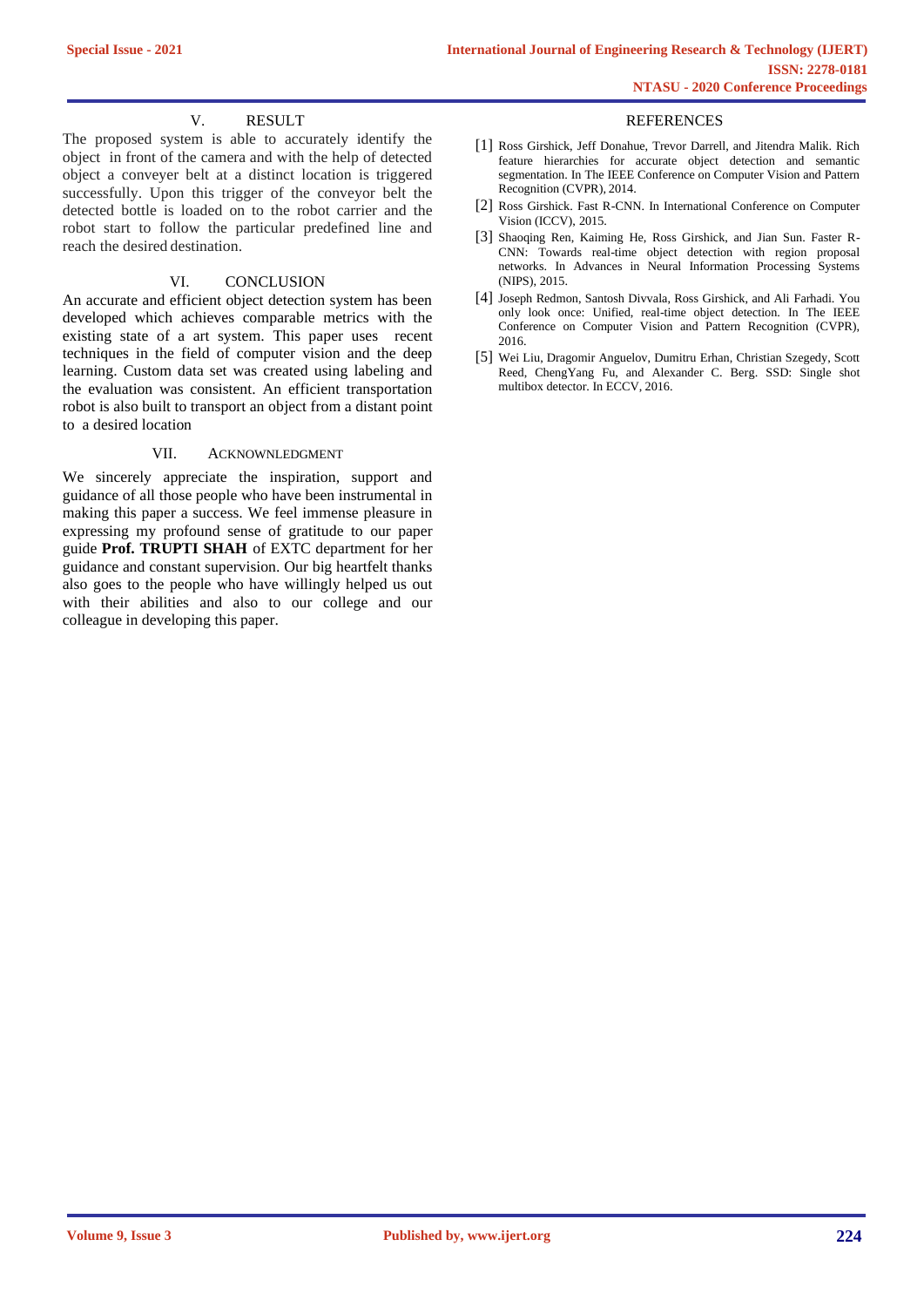## V. RESULT

The proposed system is able to accurately identify the object in front of the camera and with the help of detected object a conveyer belt at a distinct location is triggered successfully. Upon this trigger of the conveyor belt the detected bottle is loaded on to the robot carrier and the robot start to follow the particular predefined line and reach the desired destination.

## VI. CONCLUSION

An accurate and efficient object detection system has been developed which achieves comparable metrics with the existing state of a art system. This paper uses recent techniques in the field of computer vision and the deep learning. Custom data set was created using labeling and the evaluation was consistent. An efficient transportation robot is also built to transport an object from a distant point to a desired location

## VII. ACKNOWLEDGMENT

We sincerely appreciate the inspiration, support and guidance of all those people who have been instrumental in making this paper a success. We feel immense pleasure in expressing my profound sense of gratitude to our paper guide **Prof. TRUPTI SHAH** of EXTC department for her guidance and constant supervision. Our big heartfelt thanks also goes to the people who have willingly helped us out with their abilities and also to our college and our colleague in developing this paper.

## REFERENCES

[1] Ross Girshick, Jeff Donahue, Trevor Darrell, and Jitendra Malik. Rich feature hierarchies for accurate object detection and semantic segmentation. In The IEEE Conference on Computer Vision and Pattern Recognition (CVPR), 2014.

[2] Ross Girshick. Fast R-CNN. In International Conference on Computer Vision (ICCV), 2015.

[3] Shaoqing Ren, Kaiming He, Ross Girshick, and Jian Sun. Faster R-CNN: Towards real-time object detection with region proposal networks. In Advances in Neural Information Processing Systems (NIPS), 2015.

[4] Joseph Redmon, Santosh Divvala, Ross Girshick, and Ali Farhadi. You only look once: Unified, real-time object detection. In The IEEE Conference on Computer Vision and Pattern Recognition (CVPR), 2016.

[5] Wei Liu, Dragomir Anguelov, Dumitru Erhan, Christian Szegedy, Scott Reed, ChengYang Fu, and Alexander C. Berg. SSD: Single shot multibox detector. In ECCV, 2016.